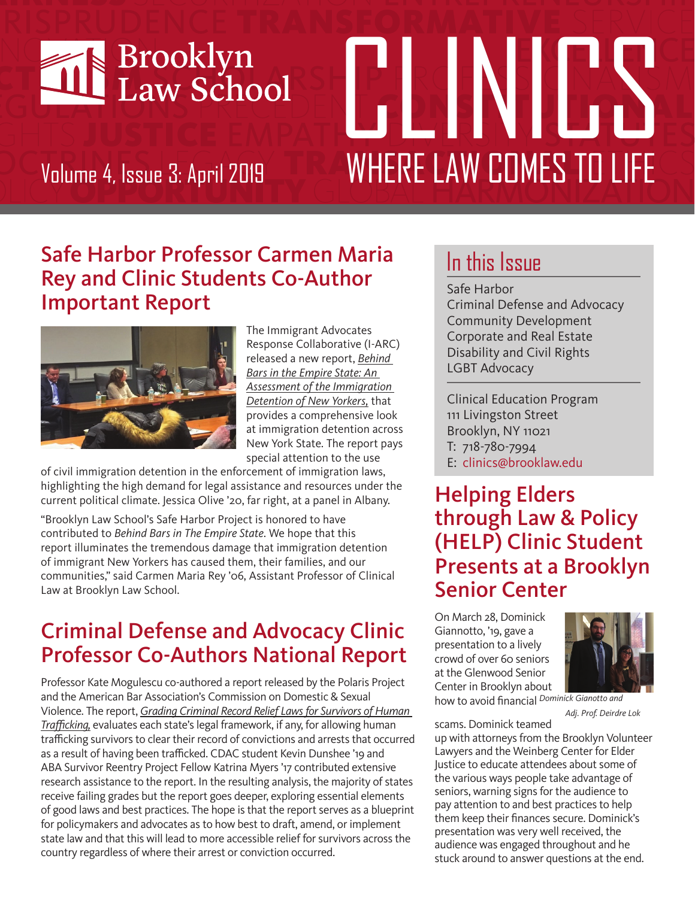Brooklyn Law School

# CLINICS

## WHERE LAW COMES TO LIFE

Volume 4, Issue 3: April 2019

## Safe Harbor Professor Carmen Maria Rey and Clinic Students Co-Author Important Report

The Immigrant Advocates Response Collaborative (I-ARC) released a new report, *Behind Bars in the Empire State: An Assessment of the Immigration Detention of New Yorkers,* that provides a comprehensive look at immigration detention across New York State. The report pays special attention to the use of civil immigration detention in the enforcement of immigration laws, highlighting the high demand for legal assistance and resources under the current political climate. Jessica Olive '20, far right, at a panel in Albany.

"Brooklyn Law School's Safe Harbor Project is honored to have contributed to *Behind Bars in The Empire State*. We hope that this report illuminates the tremendous damage that immigration detention of immigrant New Yorkers has caused them, their families, and our communities," said Carmen Maria Rey '06, Assistant Professor of Clinical Law at Brooklyn Law School.

## Criminal Defense and Advocacy Clinic Professor Co-Authors National Report

Professor Kate Mogulescu co-authored a report released by the Polaris Project and the American Bar Association's Commission on Domestic & Sexual Violence. The report, *Grading Criminal Record Relief Laws for Survivors of Human Trafficking,* evaluates each state's legal framework, if any, for allowing human trafficking survivors to clear their record of convictions and arrests that occurred as a result of having been trafficked. CDAC student Kevin Dunshee '19 and ABA Survivor Reentry Project Fellow Katrina Myers '17 contributed extensive research assistance to the report. In the resulting analysis, the majority of states receive failing grades but the report goes deeper, exploring essential elements of good laws and best practices. The hope is that the report serves as a blueprint for policymakers and advocates as to how best to draft, amend, or implement state law and that this will lead to more accessible relief for survivors across the country regardless of where their arrest or conviction occurred.

## In this Issue

Safe Harbor
Criminal Defense and Advocacy
Community Development
Corporate and Real Estate
Disability and Civil Rights
LGBT Advocacy

Clinical Education Program
111 Livingston Street
Brooklyn, NY 11021
T: 718-780-7994
E: clinics@brooklaw.edu

## Helping Elders through Law & Policy (HELP) Clinic Student Presents at a Brooklyn Senior Center

On March 28, Dominick Giannotto, '19, gave a presentation to a lively crowd of over 60 seniors at the Glenwood Senior Center in Brooklyn about how to avoid financial scams. Dominick teamed up with attorneys from the Brooklyn Volunteer Lawyers and the Weinberg Center for Elder Justice to educate attendees about some of the various ways people take advantage of seniors, warning signs for the audience to pay attention to and best practices to help them keep their finances secure. Dominick's presentation was very well received, the audience was engaged throughout and he stuck around to answer questions at the end.

*Dominick Gianotto and Adj. Prof. Deirdre Lok*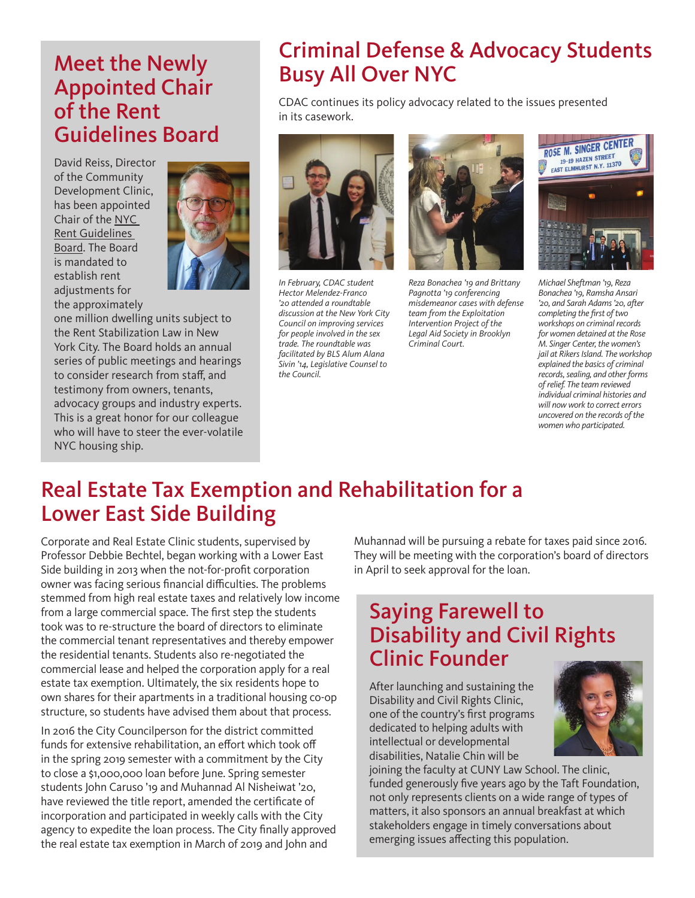## Meet the Newly Appointed Chair of the Rent Guidelines Board

David Reiss, Director of the Community Development Clinic, has been appointed Chair of the NYC Rent Guidelines Board. The Board is mandated to establish rent adjustments for the approximately one million dwelling units subject to the Rent Stabilization Law in New York City. The Board holds an annual series of public meetings and hearings to consider research from staff, and testimony from owners, tenants, advocacy groups and industry experts. This is a great honor for our colleague who will have to steer the ever-volatile NYC housing ship.

## Criminal Defense & Advocacy Students Busy All Over NYC

CDAC continues its policy advocacy related to the issues presented in its casework.

*In February, CDAC student Hector Melendez-Franco '20 attended a roundtable discussion at the New York City Council on improving services for people involved in the sex trade. The roundtable was facilitated by BLS Alum Alana Sivin '14, Legislative Counsel to the Council.*

*Reza Bonachea '19 and Brittany Pagnotta '19 conferencing misdemeanor cases with defense team from the Exploitation Intervention Project of the Legal Aid Society in Brooklyn Criminal Court.*

*Michael Sheftman '19, Reza Bonachea '19, Ramsha Ansari '20, and Sarah Adams '20, after completing the first of two workshops on criminal records for women detained at the Rose M. Singer Center, the women's jail at Rikers Island. The workshop explained the basics of criminal records, sealing, and other forms of relief. The team reviewed individual criminal histories and will now work to correct errors uncovered on the records of the women who participated.*

## Real Estate Tax Exemption and Rehabilitation for a Lower East Side Building

Corporate and Real Estate Clinic students, supervised by Professor Debbie Bechtel, began working with a Lower East Side building in 2013 when the not-for-profit corporation owner was facing serious financial difficulties. The problems stemmed from high real estate taxes and relatively low income from a large commercial space. The first step the students took was to re-structure the board of directors to eliminate the commercial tenant representatives and thereby empower the residential tenants. Students also re-negotiated the commercial lease and helped the corporation apply for a real estate tax exemption. Ultimately, the six residents hope to own shares for their apartments in a traditional housing co-op structure, so students have advised them about that process.

In 2016 the City Councilperson for the district committed funds for extensive rehabilitation, an effort which took off in the spring 2019 semester with a commitment by the City to close a $1,000,000 loan before June. Spring semester students John Caruso '19 and Muhannad Al Nisheiwat '20, have reviewed the title report, amended the certificate of incorporation and participated in weekly calls with the City agency to expedite the loan process. The City finally approved the real estate tax exemption in March of 2019 and John and Muhannad will be pursuing a rebate for taxes paid since 2016. They will be meeting with the corporation's board of directors in April to seek approval for the loan.

## Saying Farewell to Disability and Civil Rights Clinic Founder

After launching and sustaining the Disability and Civil Rights Clinic, one of the country's first programs dedicated to helping adults with intellectual or developmental disabilities, Natalie Chin will be joining the faculty at CUNY Law School. The clinic, funded generously five years ago by the Taft Foundation, not only represents clients on a wide range of types of matters, it also sponsors an annual breakfast at which stakeholders engage in timely conversations about emerging issues affecting this population.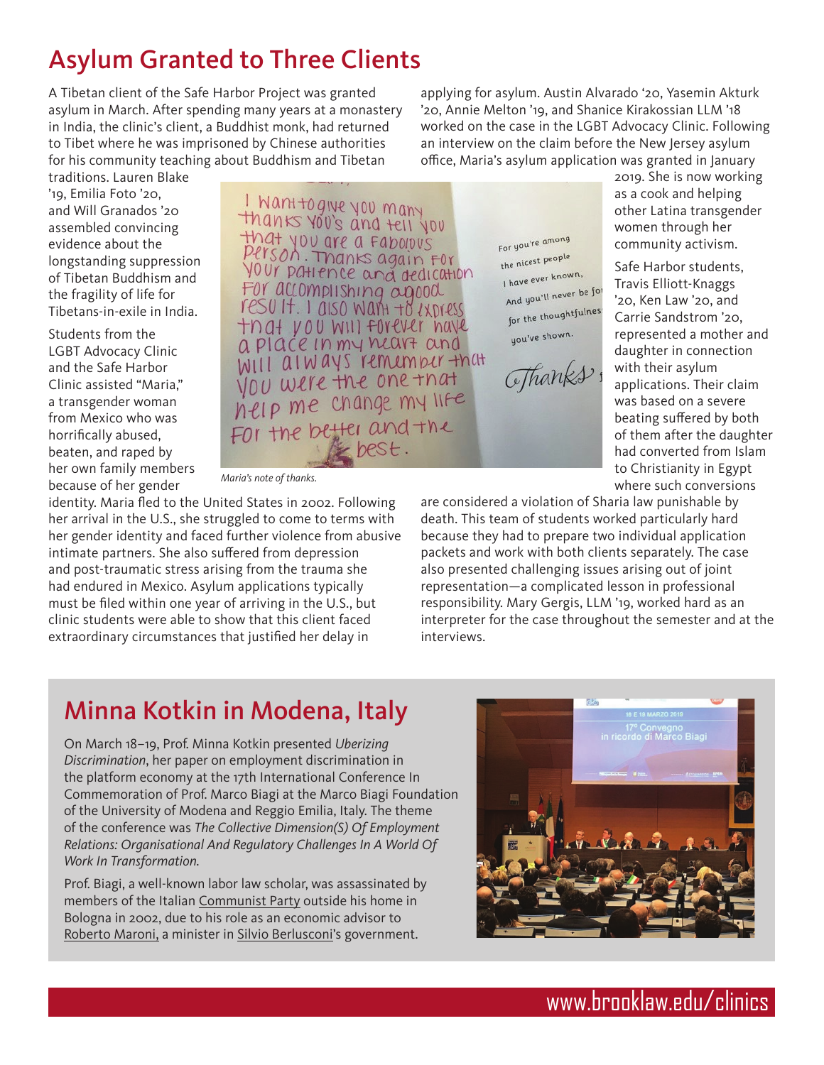# Asylum Granted to Three Clients

A Tibetan client of the Safe Harbor Project was granted asylum in March. After spending many years at a monastery in India, the clinic's client, a Buddhist monk, had returned to Tibet where he was imprisoned by Chinese authorities for his community teaching about Buddhism and Tibetan traditions. Lauren Blake '19, Emilia Foto '20, and Will Granados '20 assembled convincing evidence about the longstanding suppression of Tibetan Buddhism and the fragility of life for Tibetans-in-exile in India.

Students from the LGBT Advocacy Clinic and the Safe Harbor Clinic assisted "Maria," a transgender woman from Mexico who was horrifically abused, beaten, and raped by her own family members because of her gender identity. Maria fled to the United States in 2002. Following her arrival in the U.S., she struggled to come to terms with her gender identity and faced further violence from abusive intimate partners. She also suffered from depression and post-traumatic stress arising from the trauma she had endured in Mexico. Asylum applications typically must be filed within one year of arriving in the U.S., but clinic students were able to show that this client faced extraordinary circumstances that justified her delay in applying for asylum. Austin Alvarado '20, Yasemin Akturk '20, Annie Melton '19, and Shanice Kirakossian LLM '18 worked on the case in the LGBT Advocacy Clinic. Following an interview on the claim before the New Jersey asylum office, Maria's asylum application was granted in January 2019. She is now working as a cook and helping other Latina transgender women through her community activism.

*Maria's note of thanks.*

Safe Harbor students, Travis Elliott-Knaggs '20, Ken Law '20, and Carrie Sandstrom '20, represented a mother and daughter in connection with their asylum applications. Their claim was based on a severe beating suffered by both of them after the daughter had converted from Islam to Christianity in Egypt where such conversions are considered a violation of Sharia law punishable by death. This team of students worked particularly hard because they had to prepare two individual application packets and work with both clients separately. The case also presented challenging issues arising out of joint representation—a complicated lesson in professional responsibility. Mary Gergis, LLM '19, worked hard as an interpreter for the case throughout the semester and at the interviews.

# Minna Kotkin in Modena, Italy

On March 18–19, Prof. Minna Kotkin presented *Uberizing Discrimination*, her paper on employment discrimination in the platform economy at the 17th International Conference In Commemoration of Prof. Marco Biagi at the Marco Biagi Foundation of the University of Modena and Reggio Emilia, Italy. The theme of the conference was *The Collective Dimension(S) Of Employment Relations: Organisational And Regulatory Challenges In A World Of Work In Transformation.*

Prof. Biagi, a well-known labor law scholar, was assassinated by members of the Italian Communist Party outside his home in Bologna in 2002, due to his role as an economic advisor to Roberto Maroni, a minister in Silvio Berlusconi's government.

www.brooklaw.edu/clinics